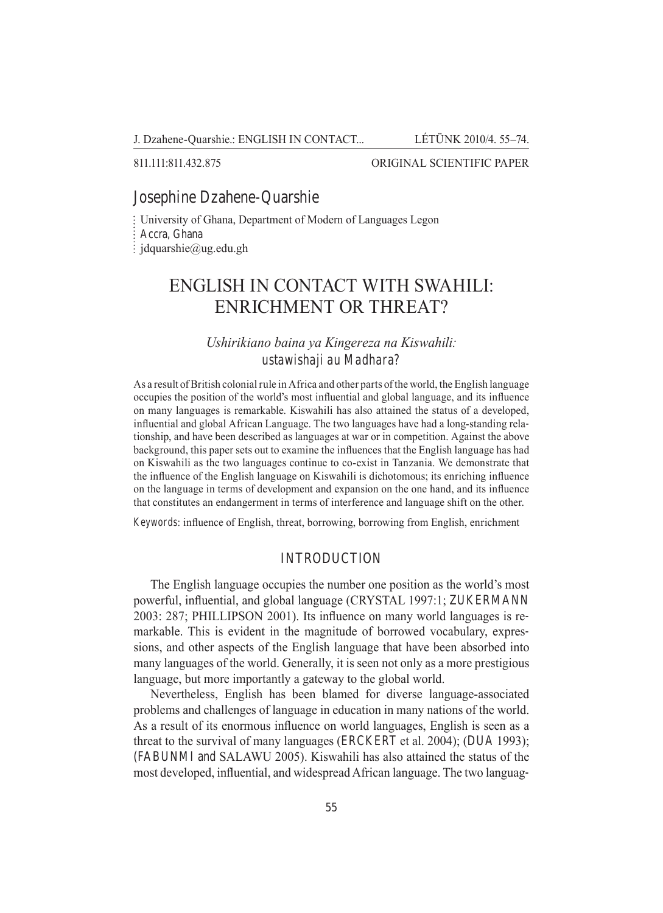811.111:811.432.875 ORIGINAL SCIENTIFIC PAPER

## Josephine Dzahene-Quarshie

University of Ghana, Department of Modern of Languages Legon
Accra, Ghana
jdquarshie@ug.edu.gh

# ENGLISH IN CONTACT WITH SWAHILI: ENRICHMENT OR THREAT?

### *Ushirikiano baina ya Kingereza na Kiswahili: ustawishaji au Madhara?*

As a result of British colonial rule in Africa and other parts of the world, the English language occupies the position of the world's most influential and global language, and its influence on many languages is remarkable. Kiswahili has also attained the status of a developed, influential and global African Language. The two languages have had a long-standing relationship, and have been described as languages at war or in competition. Against the above background, this paper sets out to examine the influences that the English language has had on Kiswahili as the two languages continue to co-exist in Tanzania. We demonstrate that the influence of the English language on Kiswahili is dichotomous; its enriching influence on the language in terms of development and expansion on the one hand, and its influence that constitutes an endangerment in terms of interference and language shift on the other.

Keywords: influence of English, threat, borrowing, borrowing from English, enrichment

## INTRODUCTION

The English language occupies the number one position as the world's most powerful, influential, and global language (CRYSTAL 1997:1; ZUKERMANN 2003: 287; PHILLIPSON 2001). Its influence on many world languages is remarkable. This is evident in the magnitude of borrowed vocabulary, expressions, and other aspects of the English language that have been absorbed into many languages of the world. Generally, it is seen not only as a more prestigious language, but more importantly a gateway to the global world.

Nevertheless, English has been blamed for diverse language-associated problems and challenges of language in education in many nations of the world. As a result of its enormous influence on world languages, English is seen as a threat to the survival of many languages (ERCKERT et al. 2004); (DUA 1993); (FABUNMI and SALAWU 2005). Kiswahili has also attained the status of the most developed, influential, and widespread African language. The two languag-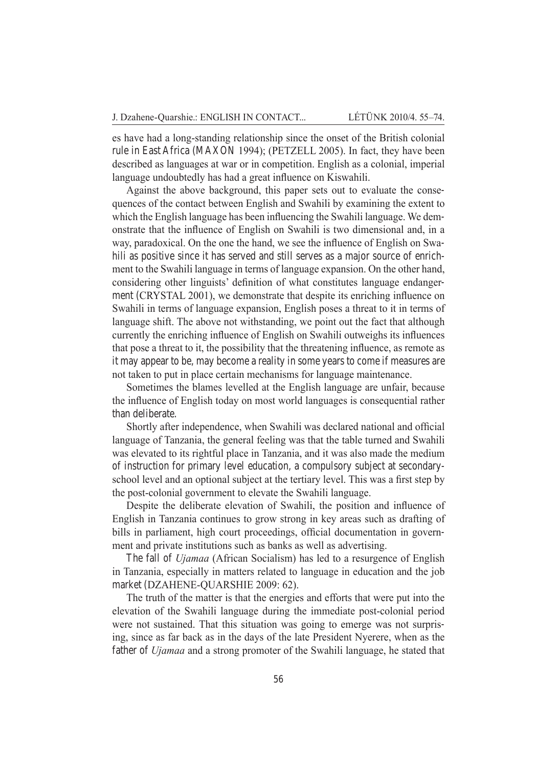es have had a long-standing relationship since the onset of the British colonial rule in East Africa (MAXON 1994); (PETZELL 2005). In fact, they have been described as languages at war or in competition. English as a colonial, imperial language undoubtedly has had a great influence on Kiswahili.

Against the above background, this paper sets out to evaluate the consequences of the contact between English and Swahili by examining the extent to which the English language has been influencing the Swahili language. We demonstrate that the influence of English on Swahili is two dimensional and, in a way, paradoxical. On the one the hand, we see the influence of English on Swahili as positive since it has served and still serves as a major source of enrichment to the Swahili language in terms of language expansion. On the other hand, considering other linguists' definition of what constitutes language endangerment (CRYSTAL 2001), we demonstrate that despite its enriching influence on Swahili in terms of language expansion, English poses a threat to it in terms of language shift. The above not withstanding, we point out the fact that although currently the enriching influence of English on Swahili outweighs its influences that pose a threat to it, the possibility that the threatening influence, as remote as it may appear to be, may become a reality in some years to come if measures are not taken to put in place certain mechanisms for language maintenance.

Sometimes the blames levelled at the English language are unfair, because the influence of English today on most world languages is consequential rather than deliberate.

Shortly after independence, when Swahili was declared national and official language of Tanzania, the general feeling was that the table turned and Swahili was elevated to its rightful place in Tanzania, and it was also made the medium of instruction for primary level education, a compulsory subject at secondary-school level and an optional subject at the tertiary level. This was a first step by the post-colonial government to elevate the Swahili language.

Despite the deliberate elevation of Swahili, the position and influence of English in Tanzania continues to grow strong in key areas such as drafting of bills in parliament, high court proceedings, official documentation in government and private institutions such as banks as well as advertising.

The fall of *Ujamaa* (African Socialism) has led to a resurgence of English in Tanzania, especially in matters related to language in education and the job market (DZAHENE-QUARSHIE 2009: 62).

The truth of the matter is that the energies and efforts that were put into the elevation of the Swahili language during the immediate post-colonial period were not sustained. That this situation was going to emerge was not surprising, since as far back as in the days of the late President Nyerere, when as the father of *Ujamaa* and a strong promoter of the Swahili language, he stated that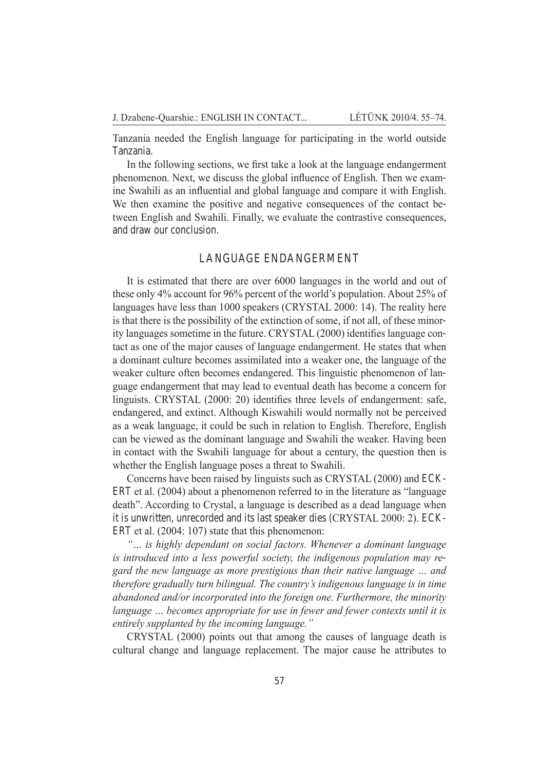Tanzania needed the English language for participating in the world outside Tanzania.

In the following sections, we first take a look at the language endangerment phenomenon. Next, we discuss the global influence of English. Then we examine Swahili as an influential and global language and compare it with English. We then examine the positive and negative consequences of the contact between English and Swahili. Finally, we evaluate the contrastive consequences, and draw our conclusion.

## LANGUAGE ENDANGERMENT

It is estimated that there are over 6000 languages in the world and out of these only 4% account for 96% percent of the world's population. About 25% of languages have less than 1000 speakers (CRYSTAL 2000: 14). The reality here is that there is the possibility of the extinction of some, if not all, of these minority languages sometime in the future. CRYSTAL (2000) identifies language contact as one of the major causes of language endangerment. He states that when a dominant culture becomes assimilated into a weaker one, the language of the weaker culture often becomes endangered. This linguistic phenomenon of language endangerment that may lead to eventual death has become a concern for linguists. CRYSTAL (2000: 20) identifies three levels of endangerment: safe, endangered, and extinct. Although Kiswahili would normally not be perceived as a weak language, it could be such in relation to English. Therefore, English can be viewed as the dominant language and Swahili the weaker. Having been in contact with the Swahili language for about a century, the question then is whether the English language poses a threat to Swahili.

Concerns have been raised by linguists such as CRYSTAL (2000) and ECKERT et al. (2004) about a phenomenon referred to in the literature as "language death". According to Crystal, a language is described as a dead language when it is unwritten, unrecorded and its last speaker dies (CRYSTAL 2000: 2). ECKERT et al. (2004: 107) state that this phenomenon:

*"… is highly dependant on social factors. Whenever a dominant language is introduced into a less powerful society, the indigenous population may regard the new language as more prestigious than their native language … and therefore gradually turn bilingual. The country's indigenous language is in time abandoned and/or incorporated into the foreign one. Furthermore, the minority language … becomes appropriate for use in fewer and fewer contexts until it is entirely supplanted by the incoming language."*

CRYSTAL (2000) points out that among the causes of language death is cultural change and language replacement. The major cause he attributes to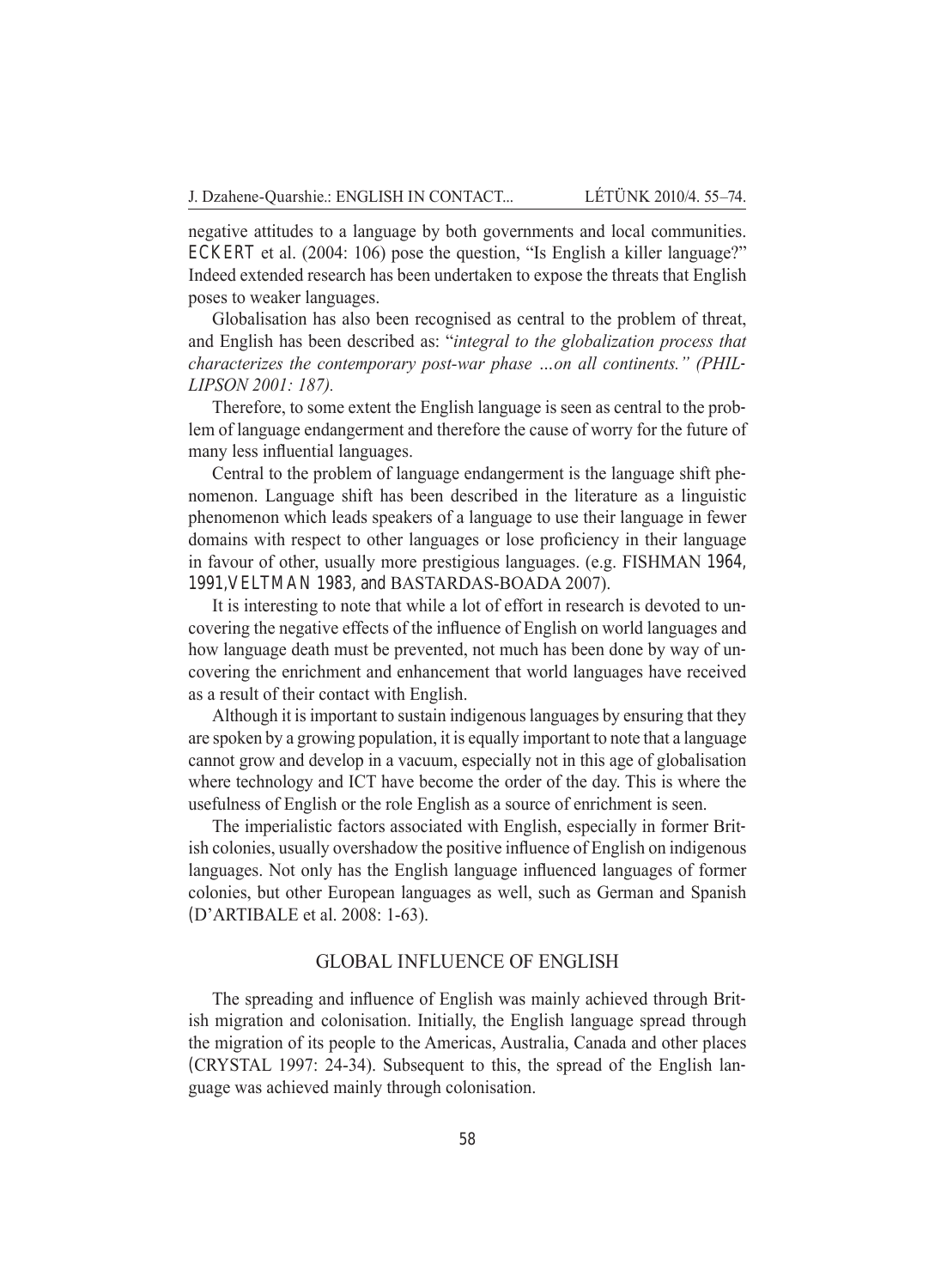negative attitudes to a language by both governments and local communities. ECKERT et al. (2004: 106) pose the question, "Is English a killer language?" Indeed extended research has been undertaken to expose the threats that English poses to weaker languages.

Globalisation has also been recognised as central to the problem of threat, and English has been described as: "*integral to the globalization process that characterizes the contemporary post-war phase …on all continents." (PHILLIPSON 2001: 187).*

Therefore, to some extent the English language is seen as central to the problem of language endangerment and therefore the cause of worry for the future of many less influential languages.

Central to the problem of language endangerment is the language shift phenomenon. Language shift has been described in the literature as a linguistic phenomenon which leads speakers of a language to use their language in fewer domains with respect to other languages or lose proficiency in their language in favour of other, usually more prestigious languages. (e.g. FISHMAN 1964, 1991,VELTMAN 1983, and BASTARDAS-BOADA 2007).

It is interesting to note that while a lot of effort in research is devoted to uncovering the negative effects of the influence of English on world languages and how language death must be prevented, not much has been done by way of uncovering the enrichment and enhancement that world languages have received as a result of their contact with English.

Although it is important to sustain indigenous languages by ensuring that they are spoken by a growing population, it is equally important to note that a language cannot grow and develop in a vacuum, especially not in this age of globalisation where technology and ICT have become the order of the day. This is where the usefulness of English or the role English as a source of enrichment is seen.

The imperialistic factors associated with English, especially in former British colonies, usually overshadow the positive influence of English on indigenous languages. Not only has the English language influenced languages of former colonies, but other European languages as well, such as German and Spanish (D'ARTIBALE et al. 2008: 1-63).

## GLOBAL INFLUENCE OF ENGLISH

The spreading and influence of English was mainly achieved through British migration and colonisation. Initially, the English language spread through the migration of its people to the Americas, Australia, Canada and other places (CRYSTAL 1997: 24-34). Subsequent to this, the spread of the English language was achieved mainly through colonisation.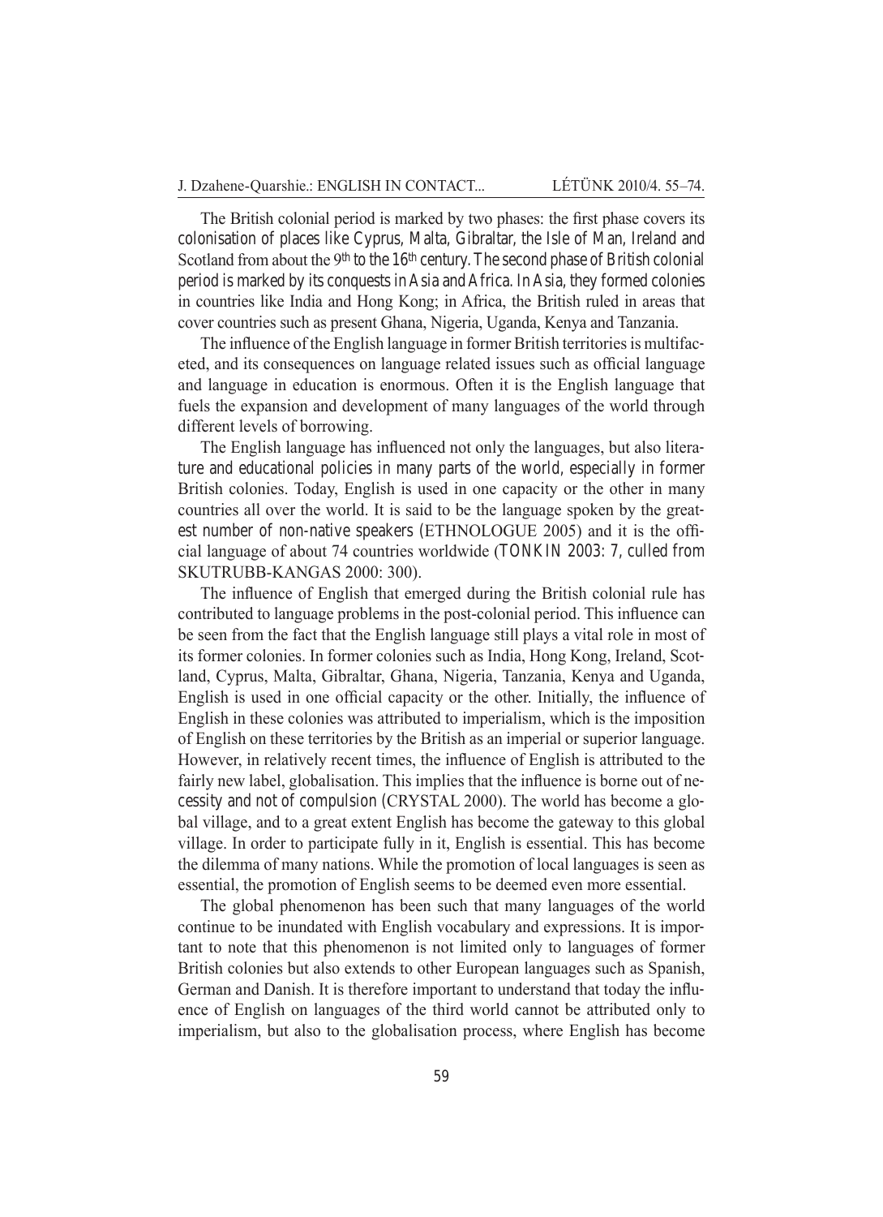The British colonial period is marked by two phases: the first phase covers its colonisation of places like Cyprus, Malta, Gibraltar, the Isle of Man, Ireland and Scotland from about the 9th to the 16th century. The second phase of British colonial period is marked by its conquests in Asia and Africa. In Asia, they formed colonies in countries like India and Hong Kong; in Africa, the British ruled in areas that cover countries such as present Ghana, Nigeria, Uganda, Kenya and Tanzania.

The influence of the English language in former British territories is multifaceted, and its consequences on language related issues such as official language and language in education is enormous. Often it is the English language that fuels the expansion and development of many languages of the world through different levels of borrowing.

The English language has influenced not only the languages, but also literature and educational policies in many parts of the world, especially in former British colonies. Today, English is used in one capacity or the other in many countries all over the world. It is said to be the language spoken by the greatest number of non-native speakers (ETHNOLOGUE 2005) and it is the official language of about 74 countries worldwide (TONKIN 2003: 7, culled from SKUTRUBB-KANGAS 2000: 300).

The influence of English that emerged during the British colonial rule has contributed to language problems in the post-colonial period. This influence can be seen from the fact that the English language still plays a vital role in most of its former colonies. In former colonies such as India, Hong Kong, Ireland, Scotland, Cyprus, Malta, Gibraltar, Ghana, Nigeria, Tanzania, Kenya and Uganda, English is used in one official capacity or the other. Initially, the influence of English in these colonies was attributed to imperialism, which is the imposition of English on these territories by the British as an imperial or superior language. However, in relatively recent times, the influence of English is attributed to the fairly new label, globalisation. This implies that the influence is borne out of necessity and not of compulsion (CRYSTAL 2000). The world has become a global village, and to a great extent English has become the gateway to this global village. In order to participate fully in it, English is essential. This has become the dilemma of many nations. While the promotion of local languages is seen as essential, the promotion of English seems to be deemed even more essential.

The global phenomenon has been such that many languages of the world continue to be inundated with English vocabulary and expressions. It is important to note that this phenomenon is not limited only to languages of former British colonies but also extends to other European languages such as Spanish, German and Danish. It is therefore important to understand that today the influence of English on languages of the third world cannot be attributed only to imperialism, but also to the globalisation process, where English has become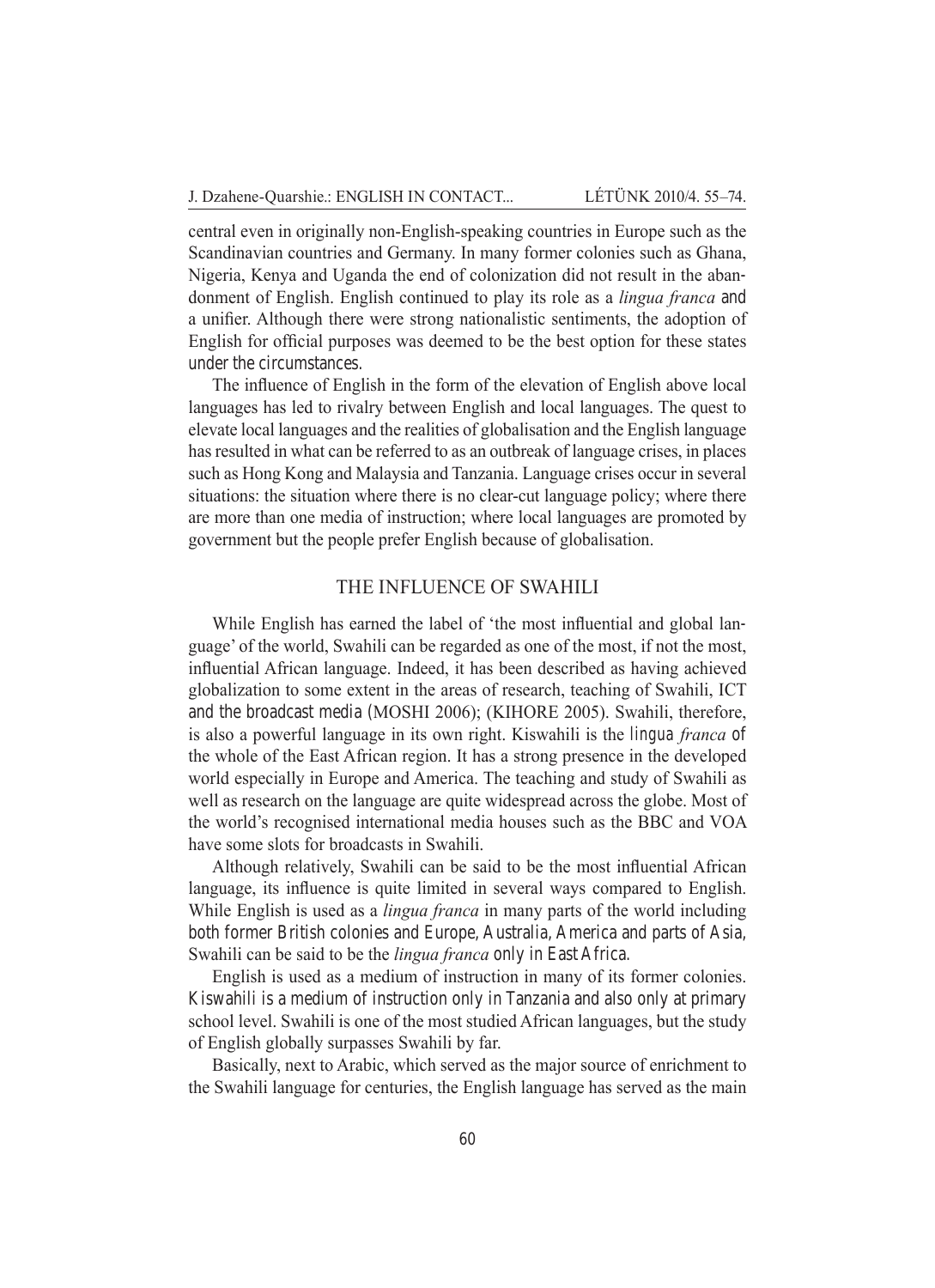central even in originally non-English-speaking countries in Europe such as the Scandinavian countries and Germany. In many former colonies such as Ghana, Nigeria, Kenya and Uganda the end of colonization did not result in the abandonment of English. English continued to play its role as a *lingua franca* and a unifier. Although there were strong nationalistic sentiments, the adoption of English for official purposes was deemed to be the best option for these states under the circumstances.

The influence of English in the form of the elevation of English above local languages has led to rivalry between English and local languages. The quest to elevate local languages and the realities of globalisation and the English language has resulted in what can be referred to as an outbreak of language crises, in places such as Hong Kong and Malaysia and Tanzania. Language crises occur in several situations: the situation where there is no clear-cut language policy; where there are more than one media of instruction; where local languages are promoted by government but the people prefer English because of globalisation.

## THE INFLUENCE OF SWAHILI

While English has earned the label of 'the most influential and global language' of the world, Swahili can be regarded as one of the most, if not the most, influential African language. Indeed, it has been described as having achieved globalization to some extent in the areas of research, teaching of Swahili, ICT and the broadcast media (MOSHI 2006); (KIHORE 2005). Swahili, therefore, is also a powerful language in its own right. Kiswahili is the *lingua franca* of the whole of the East African region. It has a strong presence in the developed world especially in Europe and America. The teaching and study of Swahili as well as research on the language are quite widespread across the globe. Most of the world's recognised international media houses such as the BBC and VOA have some slots for broadcasts in Swahili.

Although relatively, Swahili can be said to be the most influential African language, its influence is quite limited in several ways compared to English. While English is used as a *lingua franca* in many parts of the world including both former British colonies and Europe, Australia, America and parts of Asia, Swahili can be said to be the *lingua franca* only in East Africa.

English is used as a medium of instruction in many of its former colonies. Kiswahili is a medium of instruction only in Tanzania and also only at primary school level. Swahili is one of the most studied African languages, but the study of English globally surpasses Swahili by far.

Basically, next to Arabic, which served as the major source of enrichment to the Swahili language for centuries, the English language has served as the main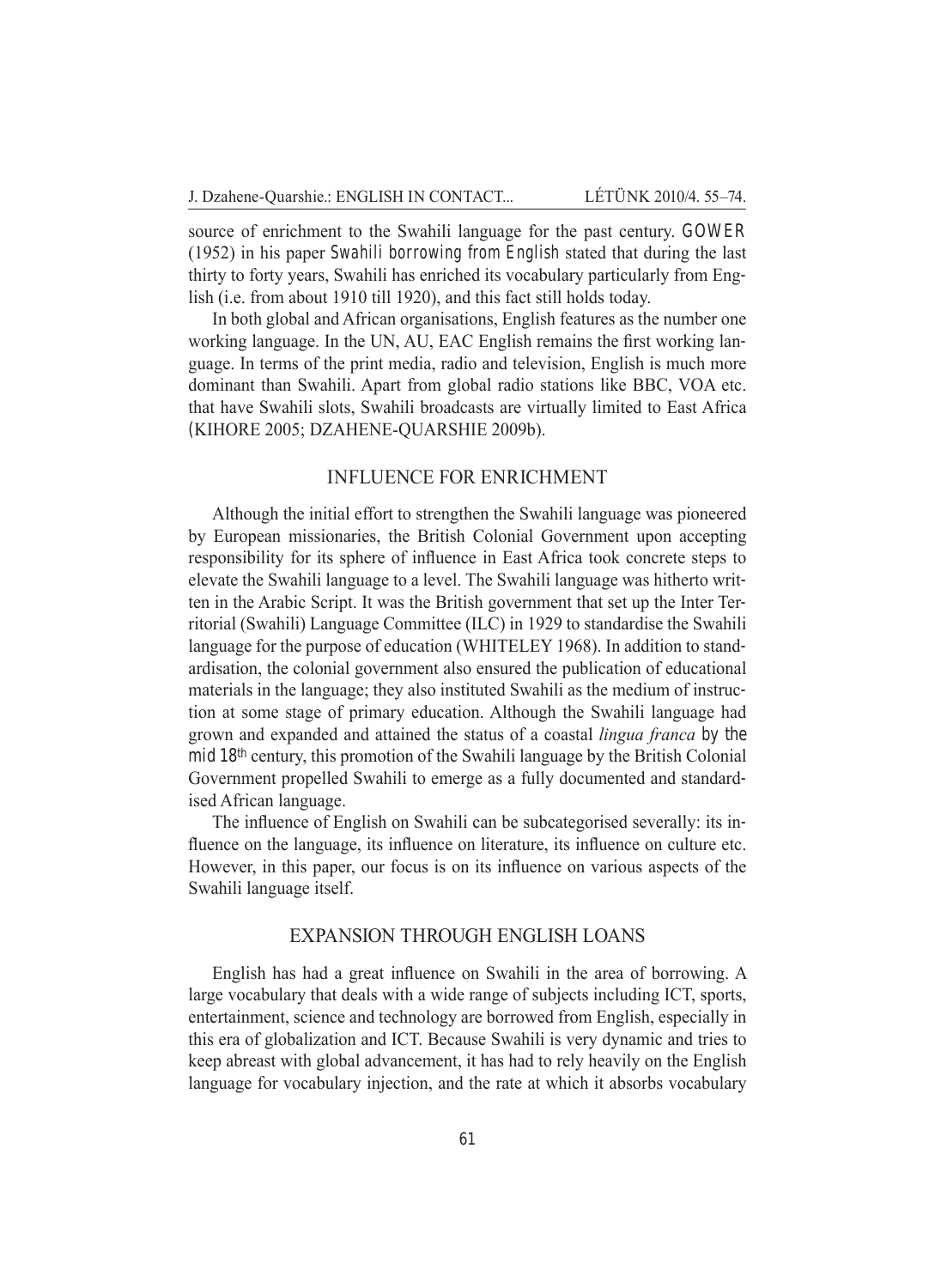source of enrichment to the Swahili language for the past century. GOWER (1952) in his paper *Swahili borrowing from English* stated that during the last thirty to forty years, Swahili has enriched its vocabulary particularly from English (i.e. from about 1910 till 1920), and this fact still holds today.

In both global and African organisations, English features as the number one working language. In the UN, AU, EAC English remains the first working language. In terms of the print media, radio and television, English is much more dominant than Swahili. Apart from global radio stations like BBC, VOA etc. that have Swahili slots, Swahili broadcasts are virtually limited to East Africa (KIHORE 2005; DZAHENE-QUARSHIE 2009b).

## INFLUENCE FOR ENRICHMENT

Although the initial effort to strengthen the Swahili language was pioneered by European missionaries, the British Colonial Government upon accepting responsibility for its sphere of influence in East Africa took concrete steps to elevate the Swahili language to a level. The Swahili language was hitherto written in the Arabic Script. It was the British government that set up the Inter Territorial (Swahili) Language Committee (ILC) in 1929 to standardise the Swahili language for the purpose of education (WHITELEY 1968). In addition to standardisation, the colonial government also ensured the publication of educational materials in the language; they also instituted Swahili as the medium of instruction at some stage of primary education. Although the Swahili language had grown and expanded and attained the status of a coastal *lingua franca* by the mid 18th century, this promotion of the Swahili language by the British Colonial Government propelled Swahili to emerge as a fully documented and standardised African language.

The influence of English on Swahili can be subcategorised severally: its influence on the language, its influence on literature, its influence on culture etc. However, in this paper, our focus is on its influence on various aspects of the Swahili language itself.

## EXPANSION THROUGH ENGLISH LOANS

English has had a great influence on Swahili in the area of borrowing. A large vocabulary that deals with a wide range of subjects including ICT, sports, entertainment, science and technology are borrowed from English, especially in this era of globalization and ICT. Because Swahili is very dynamic and tries to keep abreast with global advancement, it has had to rely heavily on the English language for vocabulary injection, and the rate at which it absorbs vocabulary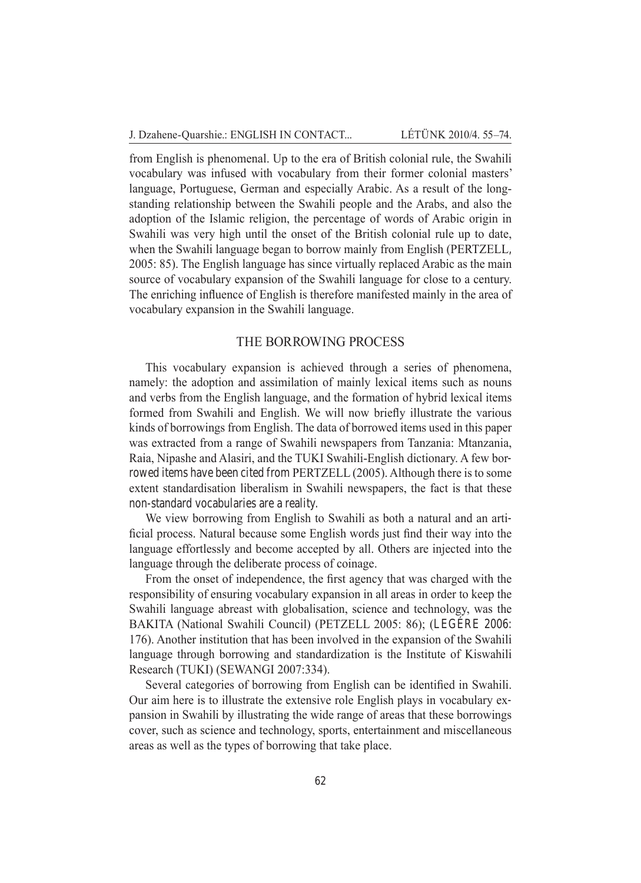from English is phenomenal. Up to the era of British colonial rule, the Swahili vocabulary was infused with vocabulary from their former colonial masters' language, Portuguese, German and especially Arabic. As a result of the long-standing relationship between the Swahili people and the Arabs, and also the adoption of the Islamic religion, the percentage of words of Arabic origin in Swahili was very high until the onset of the British colonial rule up to date, when the Swahili language began to borrow mainly from English (PERTZELL, 2005: 85). The English language has since virtually replaced Arabic as the main source of vocabulary expansion of the Swahili language for close to a century. The enriching influence of English is therefore manifested mainly in the area of vocabulary expansion in the Swahili language.

## THE BORROWING PROCESS

This vocabulary expansion is achieved through a series of phenomena, namely: the adoption and assimilation of mainly lexical items such as nouns and verbs from the English language, and the formation of hybrid lexical items formed from Swahili and English. We will now briefly illustrate the various kinds of borrowings from English. The data of borrowed items used in this paper was extracted from a range of Swahili newspapers from Tanzania: Mtanzania, Raia, Nipashe and Alasiri, and the TUKI Swahili-English dictionary. A few borrowed items have been cited from PERTZELL (2005). Although there is to some extent standardisation liberalism in Swahili newspapers, the fact is that these non-standard vocabularies are a reality.

We view borrowing from English to Swahili as both a natural and an artificial process. Natural because some English words just find their way into the language effortlessly and become accepted by all. Others are injected into the language through the deliberate process of coinage.

From the onset of independence, the first agency that was charged with the responsibility of ensuring vocabulary expansion in all areas in order to keep the Swahili language abreast with globalisation, science and technology, was the BAKITA (National Swahili Council) (PETZELL 2005: 86); (LEGÈRE 2006: 176). Another institution that has been involved in the expansion of the Swahili language through borrowing and standardization is the Institute of Kiswahili Research (TUKI) (SEWANGI 2007:334).

Several categories of borrowing from English can be identified in Swahili. Our aim here is to illustrate the extensive role English plays in vocabulary expansion in Swahili by illustrating the wide range of areas that these borrowings cover, such as science and technology, sports, entertainment and miscellaneous areas as well as the types of borrowing that take place.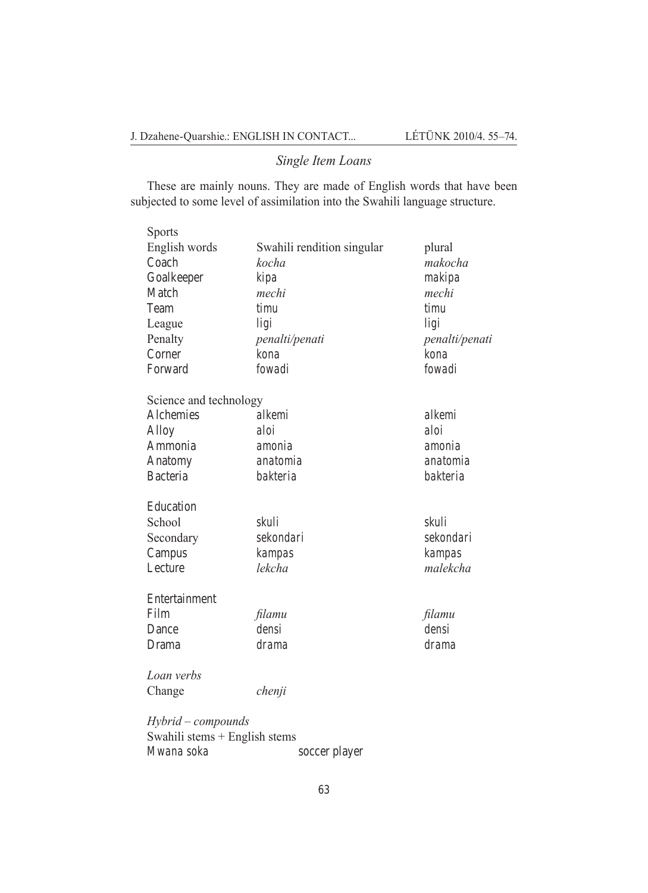### *Single Item Loans*

These are mainly nouns. They are made of English words that have been subjected to some level of assimilation into the Swahili language structure.

Sports

| English words | Swahili rendition singular | plural |
|---|---|---|
| Coach | *kocha* | *makocha* |
| Goalkeeper | kipa | makipa |
| Match | *mechi* | *mechi* |
| Team | timu | timu |
| League | ligi | ligi |
| Penalty | *penalti/penati* | *penalti/penati* |
| Corner | kona | kona |
| Forward | fowadi | fowadi |

Science and technology

| | | |
|---|---|---|
| Alchemies | alkemi | alkemi |
| Alloy | aloi | aloi |
| Ammonia | amonia | amonia |
| Anatomy | anatomia | anatomia |
| Bacteria | bakteria | bakteria |

Education

| | | |
|---|---|---|
| School | skuli | skuli |
| Secondary | sekondari | sekondari |
| Campus | kampas | kampas |
| Lecture | *lekcha* | *malekcha* |

Entertainment

| | | |
|---|---|---|
| Film | *filamu* | *filamu* |
| Dance | densi | densi |
| Drama | drama | drama |

*Loan verbs*

Change *chenji*

*Hybrid – compounds*

Swahili stems + English stems

Mwana soka soccer player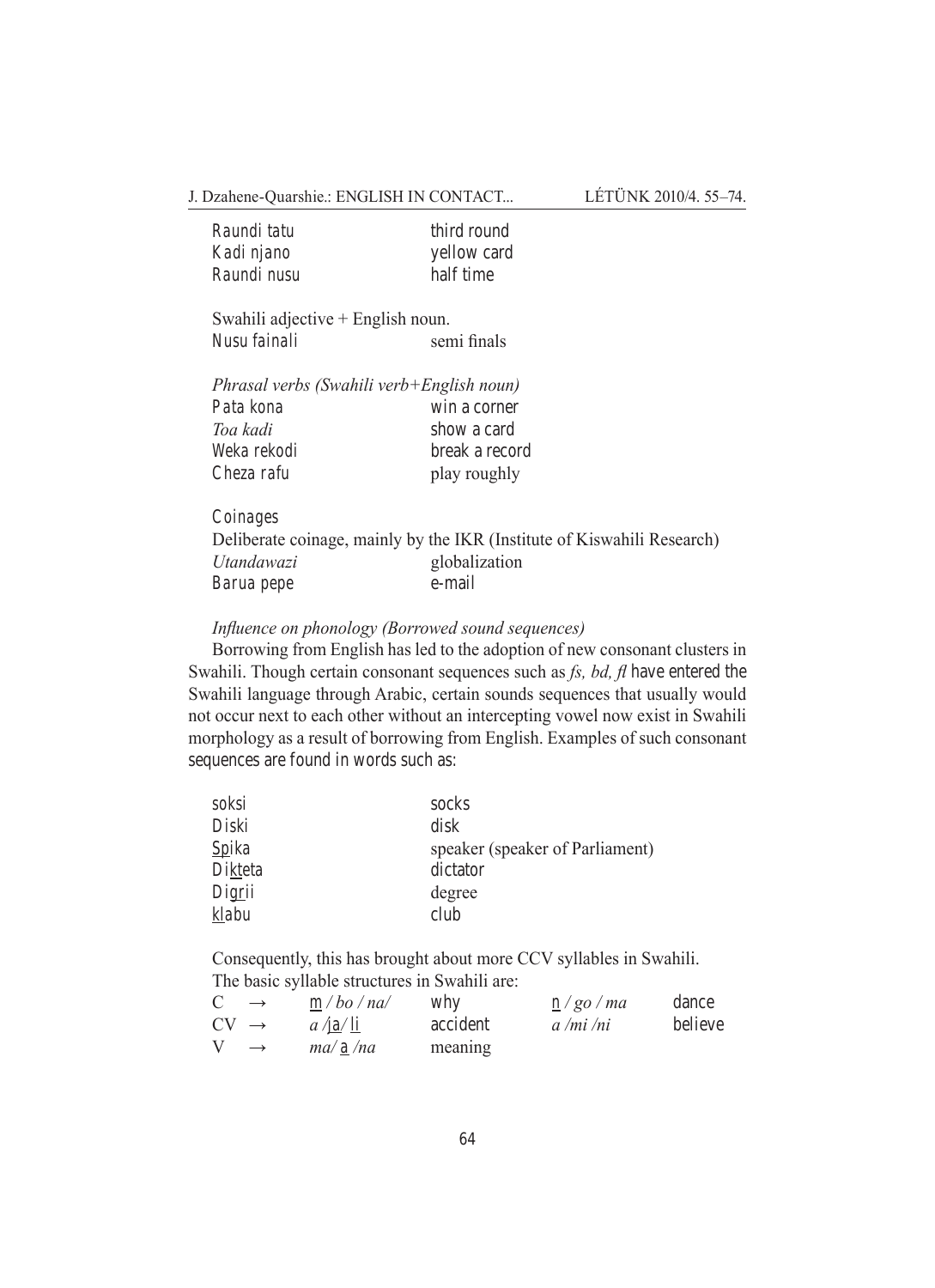| | |
|---|---|
| Raundi tatu | third round |
| Kadi njano | yellow card |
| Raundi nusu | half time |

Swahili adjective + English noun.

| | |
|---|---|
| Nusu fainali | semi finals |

*Phrasal verbs (Swahili verb+English noun)*

| | |
|---|---|
| Pata kona | win a corner |
| *Toa kadi* | show a card |
| Weka rekodi | break a record |
| Cheza rafu | play roughly |

Coinages

Deliberate coinage, mainly by the IKR (Institute of Kiswahili Research)

| | |
|---|---|
| *Utandawazi* | globalization |
| Barua pepe | e-mail |

*Influence on phonology (Borrowed sound sequences)*

Borrowing from English has led to the adoption of new consonant clusters in Swahili. Though certain consonant sequences such as *fs, bd, fl* have entered the Swahili language through Arabic, certain sounds sequences that usually would not occur next to each other without an intercepting vowel now exist in Swahili morphology as a result of borrowing from English. Examples of such consonant sequences are found in words such as:

| | |
|---|---|
| soksi | socks |
| Diski | disk |
| <u>Sp</u>ika | speaker (speaker of Parliament) |
| Di<u>kt</u>eta | dictator |
| Di<u>gr</u>ii | degree |
| <u>kl</u>abu | club |

Consequently, this has brought about more CCV syllables in Swahili.

The basic syllable structures in Swahili are:

| | | | | |
|---|---|---|---|---|
| C → | <u>m</u> / *bo / na/* | why | <u>n</u> */ go / ma* | dance |
| CV → | *a /*<u>ja</u>/ <u>li</u> | accident | *a /mi /ni* | believe |
| V → | *ma/* <u>a</u> */na* | meaning | | |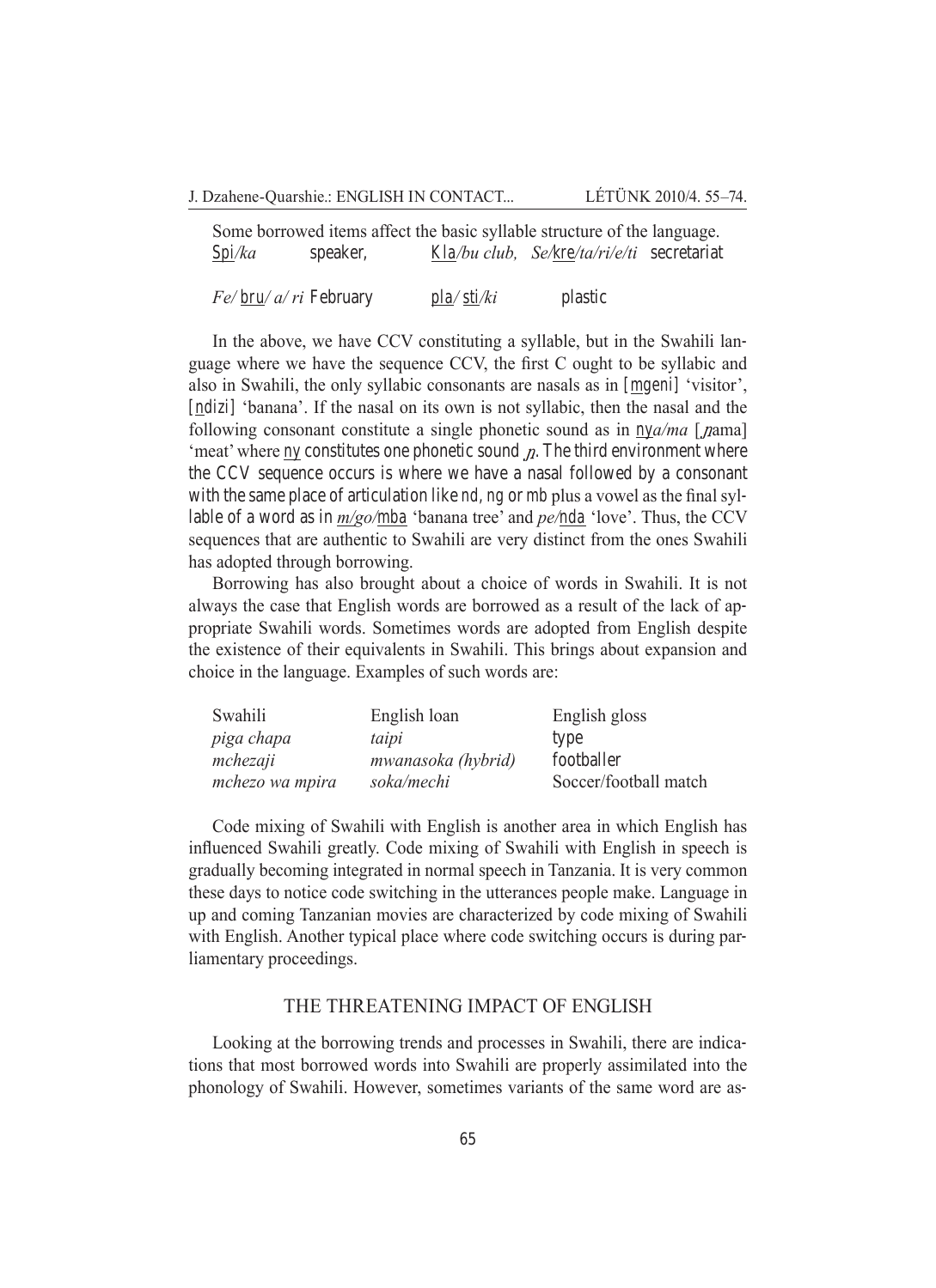Some borrowed items affect the basic syllable structure of the language.

<u>Spi</u>/*ka* speaker, <u>Kla</u>/*bu* club, *Se*/<u>kre</u>/*ta*/*ri*/*e*/*ti* secretariat

*Fe*/ <u>bru</u>/ *a*/ *ri* February <u>pla</u>/ <u>sti</u>/*ki* plastic

In the above, we have CCV constituting a syllable, but in the Swahili language where we have the sequence CCV, the first C ought to be syllabic and also in Swahili, the only syllabic consonants are nasals as in [<u>m</u>geni] 'visitor', [<u>n</u>dizi] 'banana'. If the nasal on its own is not syllabic, then the nasal and the following consonant constitute a single phonetic sound as in <u>ny</u>*a/ma* [ɲama] 'meat' where <u>ny</u> constitutes one phonetic sound ɲ. The third environment where the CCV sequence occurs is where we have a nasal followed by a consonant with the same place of articulation like *nd*, *ng* or *mb* plus a vowel as the final syllable of a word as in *m/go/*<u>mba</u> 'banana tree' and *pe/*<u>nda</u> 'love'. Thus, the CCV sequences that are authentic to Swahili are very distinct from the ones Swahili has adopted through borrowing.

Borrowing has also brought about a choice of words in Swahili. It is not always the case that English words are borrowed as a result of the lack of appropriate Swahili words. Sometimes words are adopted from English despite the existence of their equivalents in Swahili. This brings about expansion and choice in the language. Examples of such words are:

| Swahili | English loan | English gloss |
|---|---|---|
| *piga chapa* | *taipi* | type |
| *mchezaji* | *mwanasoka (hybrid)* | footballer |
| *mchezo wa mpira* | *soka/mechi* | Soccer/football match |

Code mixing of Swahili with English is another area in which English has influenced Swahili greatly. Code mixing of Swahili with English in speech is gradually becoming integrated in normal speech in Tanzania. It is very common these days to notice code switching in the utterances people make. Language in up and coming Tanzanian movies are characterized by code mixing of Swahili with English. Another typical place where code switching occurs is during parliamentary proceedings.

## THE THREATENING IMPACT OF ENGLISH

Looking at the borrowing trends and processes in Swahili, there are indications that most borrowed words into Swahili are properly assimilated into the phonology of Swahili. However, sometimes variants of the same word are as-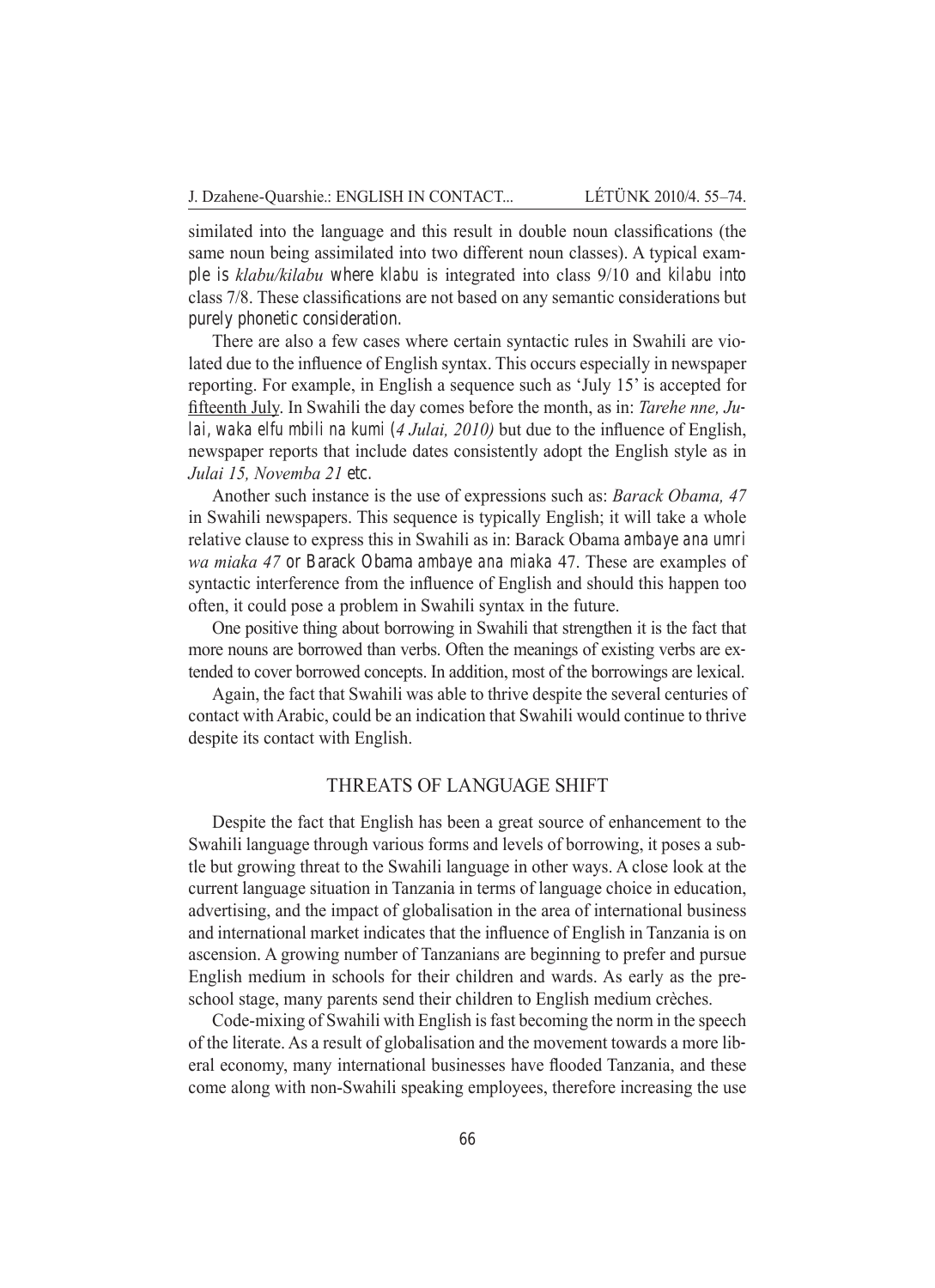similated into the language and this result in double noun classifications (the same noun being assimilated into two different noun classes). A typical example is *klabu/kilabu* where klabu is integrated into class 9/10 and kilabu into class 7/8. These classifications are not based on any semantic considerations but purely phonetic consideration.

There are also a few cases where certain syntactic rules in Swahili are violated due to the influence of English syntax. This occurs especially in newspaper reporting. For example, in English a sequence such as 'July 15' is accepted for fifteenth July. In Swahili the day comes before the month, as in: *Tarehe nne, Julai, waka elfu mbili na kumi* (*4 Julai, 2010)* but due to the influence of English, newspaper reports that include dates consistently adopt the English style as in *Julai 15, Novemba 21* etc.

Another such instance is the use of expressions such as: *Barack Obama, 47* in Swahili newspapers. This sequence is typically English; it will take a whole relative clause to express this in Swahili as in: Barack Obama ambaye ana umri *wa miaka 47* or Barack Obama ambaye ana miaka 47. These are examples of syntactic interference from the influence of English and should this happen too often, it could pose a problem in Swahili syntax in the future.

One positive thing about borrowing in Swahili that strengthen it is the fact that more nouns are borrowed than verbs. Often the meanings of existing verbs are extended to cover borrowed concepts. In addition, most of the borrowings are lexical.

Again, the fact that Swahili was able to thrive despite the several centuries of contact with Arabic, could be an indication that Swahili would continue to thrive despite its contact with English.

## THREATS OF LANGUAGE SHIFT

Despite the fact that English has been a great source of enhancement to the Swahili language through various forms and levels of borrowing, it poses a subtle but growing threat to the Swahili language in other ways. A close look at the current language situation in Tanzania in terms of language choice in education, advertising, and the impact of globalisation in the area of international business and international market indicates that the influence of English in Tanzania is on ascension. A growing number of Tanzanians are beginning to prefer and pursue English medium in schools for their children and wards. As early as the preschool stage, many parents send their children to English medium crèches.

Code-mixing of Swahili with English is fast becoming the norm in the speech of the literate. As a result of globalisation and the movement towards a more liberal economy, many international businesses have flooded Tanzania, and these come along with non-Swahili speaking employees, therefore increasing the use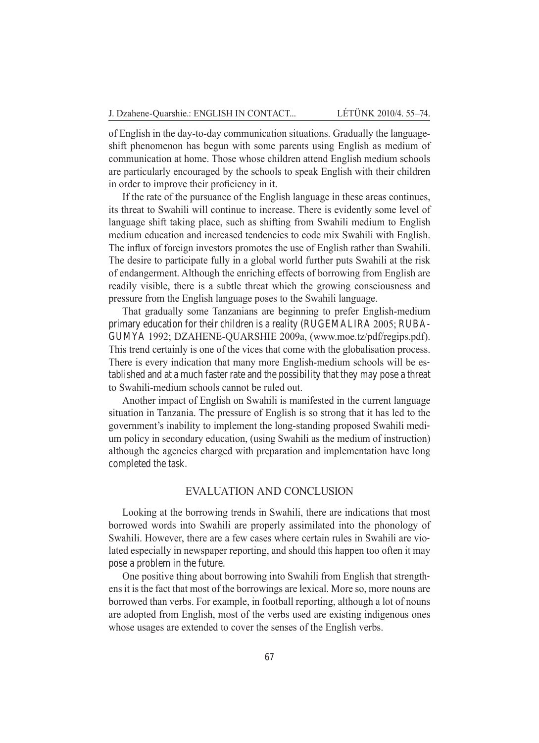of English in the day-to-day communication situations. Gradually the language-shift phenomenon has begun with some parents using English as medium of communication at home. Those whose children attend English medium schools are particularly encouraged by the schools to speak English with their children in order to improve their proficiency in it.

If the rate of the pursuance of the English language in these areas continues, its threat to Swahili will continue to increase. There is evidently some level of language shift taking place, such as shifting from Swahili medium to English medium education and increased tendencies to code mix Swahili with English. The influx of foreign investors promotes the use of English rather than Swahili. The desire to participate fully in a global world further puts Swahili at the risk of endangerment. Although the enriching effects of borrowing from English are readily visible, there is a subtle threat which the growing consciousness and pressure from the English language poses to the Swahili language.

That gradually some Tanzanians are beginning to prefer English-medium primary education for their children is a reality (RUGEMALIRA 2005; RUBAGUMYA 1992; DZAHENE-QUARSHIE 2009a, (www.moe.tz/pdf/regips.pdf). This trend certainly is one of the vices that come with the globalisation process. There is every indication that many more English-medium schools will be established and at a much faster rate and the possibility that they may pose a threat to Swahili-medium schools cannot be ruled out.

Another impact of English on Swahili is manifested in the current language situation in Tanzania. The pressure of English is so strong that it has led to the government's inability to implement the long-standing proposed Swahili medium policy in secondary education, (using Swahili as the medium of instruction) although the agencies charged with preparation and implementation have long completed the task.

## EVALUATION AND CONCLUSION

Looking at the borrowing trends in Swahili, there are indications that most borrowed words into Swahili are properly assimilated into the phonology of Swahili. However, there are a few cases where certain rules in Swahili are violated especially in newspaper reporting, and should this happen too often it may pose a problem in the future.

One positive thing about borrowing into Swahili from English that strengthens it is the fact that most of the borrowings are lexical. More so, more nouns are borrowed than verbs. For example, in football reporting, although a lot of nouns are adopted from English, most of the verbs used are existing indigenous ones whose usages are extended to cover the senses of the English verbs.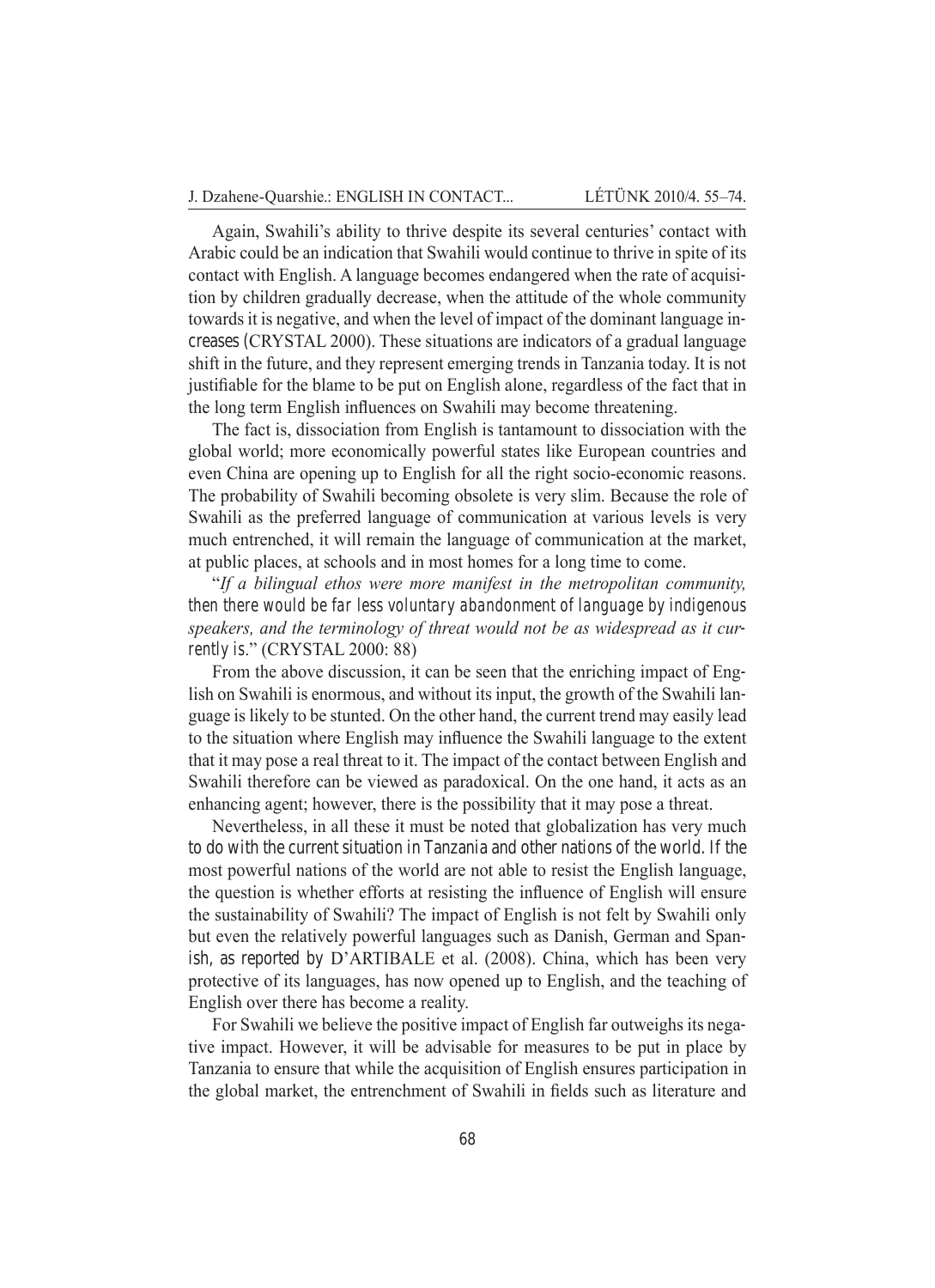Again, Swahili's ability to thrive despite its several centuries' contact with Arabic could be an indication that Swahili would continue to thrive in spite of its contact with English. A language becomes endangered when the rate of acquisition by children gradually decrease, when the attitude of the whole community towards it is negative, and when the level of impact of the dominant language increases (CRYSTAL 2000). These situations are indicators of a gradual language shift in the future, and they represent emerging trends in Tanzania today. It is not justifiable for the blame to be put on English alone, regardless of the fact that in the long term English influences on Swahili may become threatening.

The fact is, dissociation from English is tantamount to dissociation with the global world; more economically powerful states like European countries and even China are opening up to English for all the right socio-economic reasons. The probability of Swahili becoming obsolete is very slim. Because the role of Swahili as the preferred language of communication at various levels is very much entrenched, it will remain the language of communication at the market, at public places, at schools and in most homes for a long time to come.

"*If a bilingual ethos were more manifest in the metropolitan community, then there would be far less voluntary abandonment of language by indigenous speakers, and the terminology of threat would not be as widespread as it currently is.*" (CRYSTAL 2000: 88)

From the above discussion, it can be seen that the enriching impact of English on Swahili is enormous, and without its input, the growth of the Swahili language is likely to be stunted. On the other hand, the current trend may easily lead to the situation where English may influence the Swahili language to the extent that it may pose a real threat to it. The impact of the contact between English and Swahili therefore can be viewed as paradoxical. On the one hand, it acts as an enhancing agent; however, there is the possibility that it may pose a threat.

Nevertheless, in all these it must be noted that globalization has very much to do with the current situation in Tanzania and other nations of the world. If the most powerful nations of the world are not able to resist the English language, the question is whether efforts at resisting the influence of English will ensure the sustainability of Swahili? The impact of English is not felt by Swahili only but even the relatively powerful languages such as Danish, German and Spanish, as reported by D'ARTIBALE et al. (2008). China, which has been very protective of its languages, has now opened up to English, and the teaching of English over there has become a reality.

For Swahili we believe the positive impact of English far outweighs its negative impact. However, it will be advisable for measures to be put in place by Tanzania to ensure that while the acquisition of English ensures participation in the global market, the entrenchment of Swahili in fields such as literature and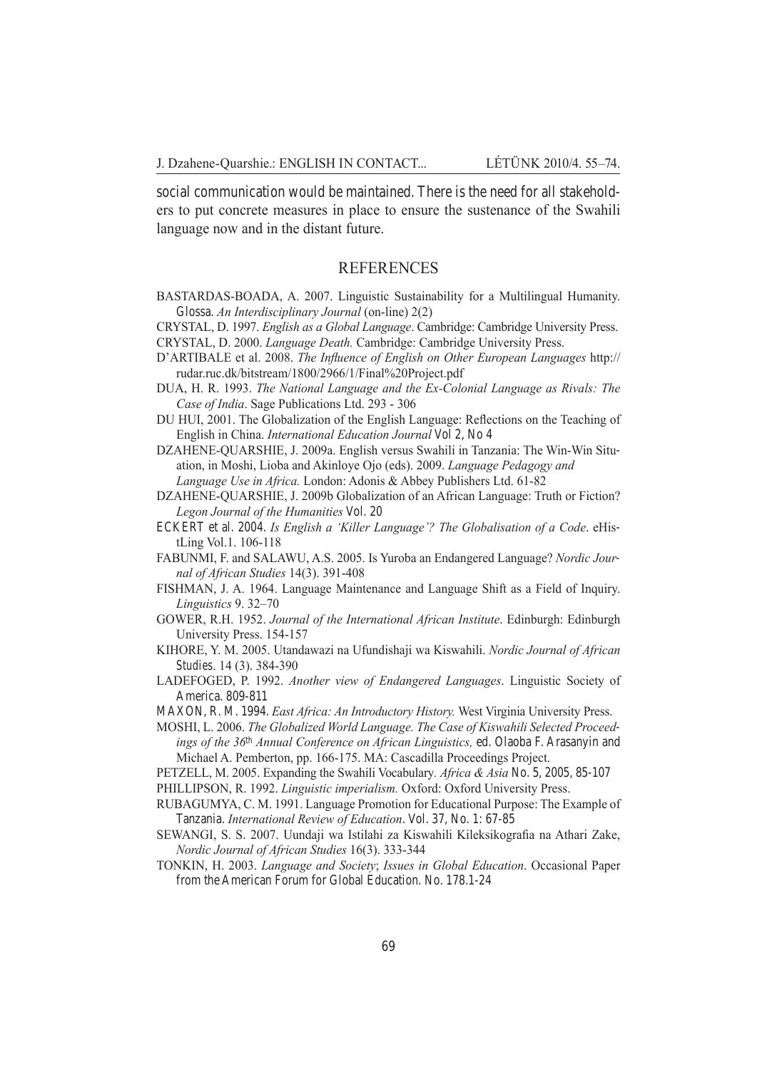social communication would be maintained. There is the need for all stakeholders to put concrete measures in place to ensure the sustenance of the Swahili language now and in the distant future.

## REFERENCES

BASTARDAS-BOADA, A. 2007. Linguistic Sustainability for a Multilingual Humanity. Glossa. *An Interdisciplinary Journal* (on-line) 2(2)

CRYSTAL, D. 1997. *English as a Global Language*. Cambridge: Cambridge University Press.

CRYSTAL, D. 2000. *Language Death.* Cambridge: Cambridge University Press.

D'ARTIBALE et al. 2008. *The Influence of English on Other European Languages* http://rudar.ruc.dk/bitstream/1800/2966/1/Final%20Project.pdf

DUA, H. R. 1993. *The National Language and the Ex-Colonial Language as Rivals: The Case of India*. Sage Publications Ltd. 293 - 306

DU HUI, 2001. The Globalization of the English Language: Reflections on the Teaching of English in China. *International Education Journal* Vol 2, No 4

DZAHENE-QUARSHIE, J. 2009a. English versus Swahili in Tanzania: The Win-Win Situation, in Moshi, Lioba and Akinloye Ojo (eds). 2009. *Language Pedagogy and Language Use in Africa.* London: Adonis & Abbey Publishers Ltd. 61-82

DZAHENE-QUARSHIE, J. 2009b Globalization of an African Language: Truth or Fiction? *Legon Journal of the Humanities* Vol. 20

ECKERT et al. 2004. *Is English a 'Killer Language'? The Globalisation of a Code*. eHistLing Vol.1. 106-118

FABUNMI, F. and SALAWU, A.S. 2005. Is Yuroba an Endangered Language? *Nordic Journal of African Studies* 14(3). 391-408

FISHMAN, J. A. 1964. Language Maintenance and Language Shift as a Field of Inquiry. *Linguistics* 9. 32–70

GOWER, R.H. 1952. *Journal of the International African Institute*. Edinburgh: Edinburgh University Press. 154-157

KIHORE, Y. M. 2005. Utandawazi na Ufundishaji wa Kiswahili. *Nordic Journal of African Studies*. 14 (3). 384-390

LADEFOGED, P. 1992. *Another view of Endangered Languages*. Linguistic Society of America. 809-811

MAXON, R. M. 1994. *East Africa: An Introductory History.* West Virginia University Press.

MOSHI, L. 2006. *The Globalized World Language. The Case of Kiswahili Selected Proceedings of the 36th Annual Conference on African Linguistics,* ed. Olaoba F. Arasanyin and Michael A. Pemberton, pp. 166-175. MA: Cascadilla Proceedings Project.

PETZELL, M. 2005. Expanding the Swahili Vocabulary*. Africa & Asia* No. 5, 2005, 85-107

PHILLIPSON, R. 1992. *Linguistic imperialism.* Oxford: Oxford University Press.

RUBAGUMYA, C. M. 1991. Language Promotion for Educational Purpose: The Example of Tanzania. *International Review of Education*. Vol. 37, No. 1: 67-85

SEWANGI, S. S. 2007. Uundaji wa Istilahi za Kiswahili Kileksikografia na Athari Zake, *Nordic Journal of African Studies* 16(3). 333-344

TONKIN, H. 2003. *Language and Society*; *Issues in Global Education*. Occasional Paper from the American Forum for Global Education. No. 178.1-24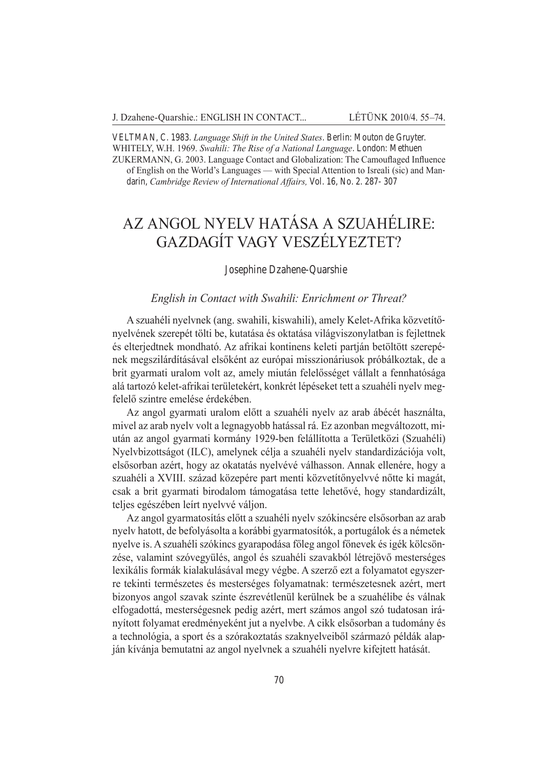VELTMAN, C. 1983. *Language Shift in the United States*. Berlin: Mouton de Gruyter.
WHITELY, W.H. 1969. *Swahili: The Rise of a National Language*. London: Methuen
ZUKERMANN, G. 2003. Language Contact and Globalization: The Camouflaged Influence of English on the World's Languages — with Special Attention to Isreali (sic) and Mandarin, *Cambridge Review of International Affairs,* Vol. 16, No. 2. 287–307

# AZ ANGOL NYELV HATÁSA A SZUAHÉLIRE: GAZDAGÍT VAGY VESZÉLYEZTET?

Josephine Dzahene-Quarshie

*English in Contact with Swahili: Enrichment or Threat?*

A szuahéli nyelvnek (ang. swahili, kiswahili), amely Kelet-Afrika közvetítőnyelvének szerepét tölti be, kutatása és oktatása világviszonylatban is fejlettnek és elterjedtnek mondható. Az afrikai kontinens keleti partján betöltött szerepének megszilárdításával elsőként az európai misszionáriusok próbálkoztak, de a brit gyarmati uralom volt az, amely miután felelősséget vállalt a fennhatósága alá tartozó kelet-afrikai területekért, konkrét lépéseket tett a szuahéli nyelv megfelelő szintre emelése érdekében.

Az angol gyarmati uralom előtt a szuahéli nyelv az arab ábécét használta, mivel az arab nyelv volt a legnagyobb hatással rá. Ez azonban megváltozott, miután az angol gyarmati kormány 1929-ben felállította a Területközi (Szuahéli) Nyelvbizottságot (ILC), amelynek célja a szuahéli nyelv standardizációja volt, elsősorban azért, hogy az okatatás nyelvévé válhasson. Annak ellenére, hogy a szuahéli a XVIII. század közepére part menti közvetítőnyelvvé nőtte ki magát, csak a brit gyarmati birodalom támogatása tette lehetővé, hogy standardizált, teljes egészében leírt nyelvvé váljon.

Az angol gyarmatosítás előtt a szuahéli nyelv szókincsére elsősorban az arab nyelv hatott, de befolyásolta a korábbi gyarmatosítók, a portugálok és a németek nyelve is. A szuahéli szókincs gyarapodása főleg angol főnevek és igék kölcsönzése, valamint szóvegyülés, angol és szuahéli szavakból létrejövő mesterséges lexikális formák kialakulásával megy végbe. A szerző ezt a folyamatot egyszerre tekinti természetes és mesterséges folyamatnak: természetesnek azért, mert bizonyos angol szavak szinte észrevétlenül kerülnek be a szuahélibe és válnak elfogadottá, mesterségesnek pedig azért, mert számos angol szó tudatosan irányított folyamat eredményeként jut a nyelvbe. A cikk elsősorban a tudomány és a technológia, a sport és a szórakoztatás szaknyelveiből származó példák alapján kívánja bemutatni az angol nyelvnek a szuahéli nyelvre kifejtett hatását.